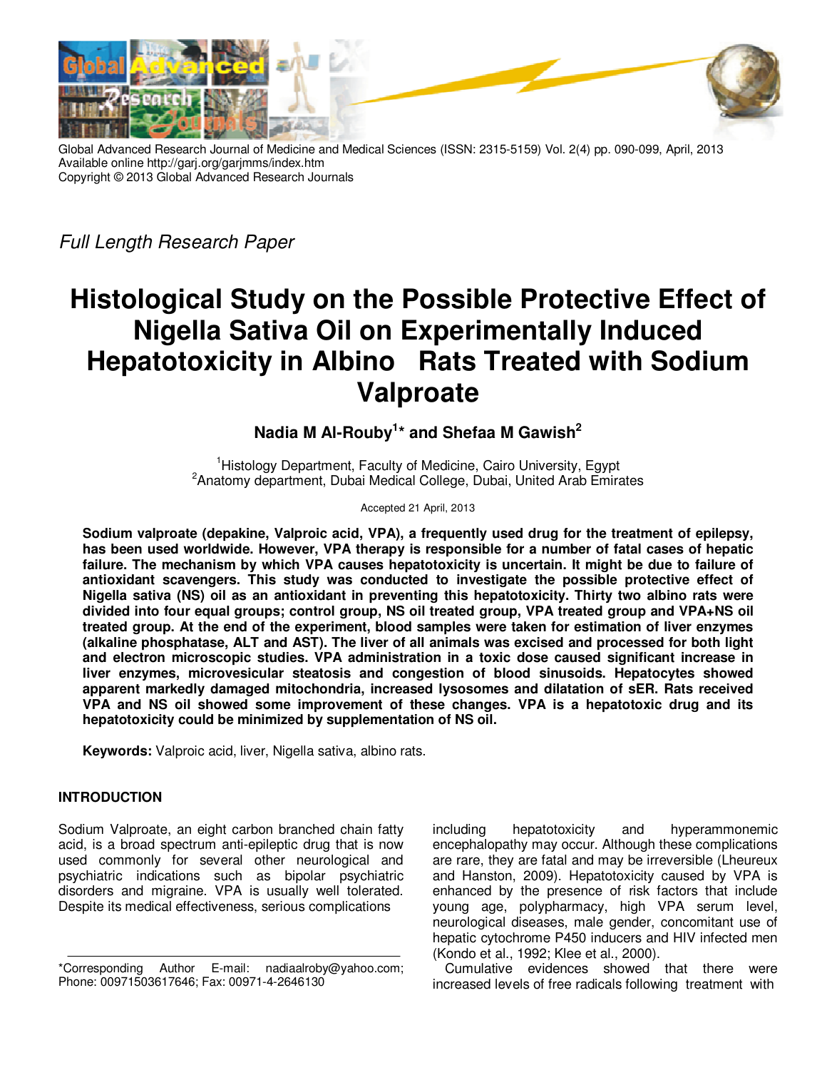Global Advanced Research Journal of Medicine and Medical Sciences (ISSN: 2315-5159) Vol. 2(4) pp. 090-099, April, 2013
Available online http://garj.org/garjmms/index.htm
Copyright © 2013 Global Advanced Research Journals

*Full Length Research Paper*

# Histological Study on the Possible Protective Effect of Nigella Sativa Oil on Experimentally Induced Hepatotoxicity in Albino Rats Treated with Sodium Valproate

**Nadia M Al-Rouby[1]* and Shefaa M Gawish[2]**

[1]Histology Department, Faculty of Medicine, Cairo University, Egypt
[2]Anatomy department, Dubai Medical College, Dubai, United Arab Emirates

Accepted 21 April, 2013

**Sodium valproate (depakine, Valproic acid, VPA), a frequently used drug for the treatment of epilepsy, has been used worldwide. However, VPA therapy is responsible for a number of fatal cases of hepatic failure. The mechanism by which VPA causes hepatotoxicity is uncertain. It might be due to failure of antioxidant scavengers. This study was conducted to investigate the possible protective effect of Nigella sativa (NS) oil as an antioxidant in preventing this hepatotoxicity. Thirty two albino rats were divided into four equal groups; control group, NS oil treated group, VPA treated group and VPA+NS oil treated group. At the end of the experiment, blood samples were taken for estimation of liver enzymes (alkaline phosphatase, ALT and AST). The liver of all animals was excised and processed for both light and electron microscopic studies. VPA administration in a toxic dose caused significant increase in liver enzymes, microvesicular steatosis and congestion of blood sinusoids. Hepatocytes showed apparent markedly damaged mitochondria, increased lysosomes and dilatation of sER. Rats received VPA and NS oil showed some improvement of these changes. VPA is a hepatotoxic drug and its hepatotoxicity could be minimized by supplementation of NS oil.**

**Keywords:** Valproic acid, liver, Nigella sativa, albino rats.

## INTRODUCTION

Sodium Valproate, an eight carbon branched chain fatty acid, is a broad spectrum anti-epileptic drug that is now used commonly for several other neurological and psychiatric indications such as bipolar psychiatric disorders and migraine. VPA is usually well tolerated. Despite its medical effectiveness, serious complications including hepatotoxicity and hyperammonemic encephalopathy may occur. Although these complications are rare, they are fatal and may be irreversible (Lheureux and Hanston, 2009). Hepatotoxicity caused by VPA is enhanced by the presence of risk factors that include young age, polypharmacy, high VPA serum level, neurological diseases, male gender, concomitant use of hepatic cytochrome P450 inducers and HIV infected men (Kondo et al., 1992; Klee et al., 2000).

Cumulative evidences showed that there were increased levels of free radicals following treatment with

*Corresponding Author E-mail: nadiaalroby@yahoo.com; Phone: 00971503617646; Fax: 00971-4-2646130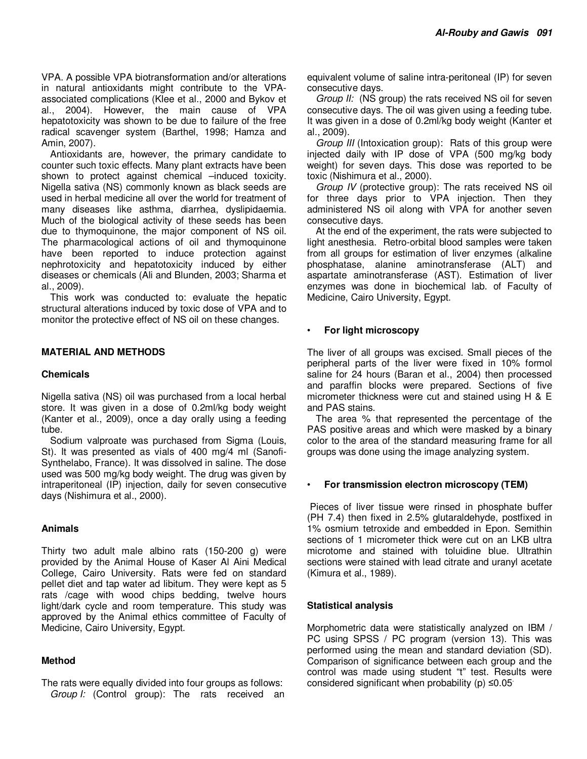VPA. A possible VPA biotransformation and/or alterations in natural antioxidants might contribute to the VPA-associated complications (Klee et al., 2000 and Bykov et al., 2004). However, the main cause of VPA hepatotoxicity was shown to be due to failure of the free radical scavenger system (Barthel, 1998; Hamza and Amin, 2007).

Antioxidants are, however, the primary candidate to counter such toxic effects. Many plant extracts have been shown to protect against chemical –induced toxicity. Nigella sativa (NS) commonly known as black seeds are used in herbal medicine all over the world for treatment of many diseases like asthma, diarrhea, dyslipidaemia. Much of the biological activity of these seeds has been due to thymoquinone, the major component of NS oil. The pharmacological actions of oil and thymoquinone have been reported to induce protection against nephrotoxicity and hepatotoxicity induced by either diseases or chemicals (Ali and Blunden, 2003; Sharma et al., 2009).

This work was conducted to: evaluate the hepatic structural alterations induced by toxic dose of VPA and to monitor the protective effect of NS oil on these changes.

## MATERIAL AND METHODS

### Chemicals

Nigella sativa (NS) oil was purchased from a local herbal store. It was given in a dose of 0.2ml/kg body weight (Kanter et al., 2009), once a day orally using a feeding tube.

Sodium valproate was purchased from Sigma (Louis, St). It was presented as vials of 400 mg/4 ml (Sanofi-Synthelabo, France). It was dissolved in saline. The dose used was 500 mg/kg body weight. The drug was given by intraperitoneal (IP) injection, daily for seven consecutive days (Nishimura et al., 2000).

### Animals

Thirty two adult male albino rats (150-200 g) were provided by the Animal House of Kaser Al Aini Medical College, Cairo University. Rats were fed on standard pellet diet and tap water ad libitum. They were kept as 5 rats /cage with wood chips bedding, twelve hours light/dark cycle and room temperature. This study was approved by the Animal ethics committee of Faculty of Medicine, Cairo University, Egypt.

### Method

The rats were equally divided into four groups as follows:

*Group I:* (Control group): The rats received an equivalent volume of saline intra-peritoneal (IP) for seven consecutive days.

*Group II:* (NS group) the rats received NS oil for seven consecutive days. The oil was given using a feeding tube. It was given in a dose of 0.2ml/kg body weight (Kanter et al., 2009).

*Group III* (Intoxication group): Rats of this group were injected daily with IP dose of VPA (500 mg/kg body weight) for seven days. This dose was reported to be toxic (Nishimura et al., 2000).

*Group IV* (protective group): The rats received NS oil for three days prior to VPA injection. Then they administered NS oil along with VPA for another seven consecutive days.

At the end of the experiment, the rats were subjected to light anesthesia. Retro-orbital blood samples were taken from all groups for estimation of liver enzymes (alkaline phosphatase, alanine aminotransferase (ALT) and aspartate aminotransferase (AST). Estimation of liver enzymes was done in biochemical lab. of Faculty of Medicine, Cairo University, Egypt.

- **For light microscopy**

The liver of all groups was excised. Small pieces of the peripheral parts of the liver were fixed in 10% formol saline for 24 hours (Baran et al., 2004) then processed and paraffin blocks were prepared. Sections of five micrometer thickness were cut and stained using H & E and PAS stains.

The area % that represented the percentage of the PAS positive areas and which were masked by a binary color to the area of the standard measuring frame for all groups was done using the image analyzing system.

- **For transmission electron microscopy (TEM)**

Pieces of liver tissue were rinsed in phosphate buffer (PH 7.4) then fixed in 2.5% glutaraldehyde, postfixed in 1% osmium tetroxide and embedded in Epon. Semithin sections of 1 micrometer thick were cut on an LKB ultra microtome and stained with toluidine blue. Ultrathin sections were stained with lead citrate and uranyl acetate (Kimura et al., 1989).

### Statistical analysis

Morphometric data were statistically analyzed on IBM / PC using SPSS / PC program (version 13). This was performed using the mean and standard deviation (SD). Comparison of significance between each group and the control was made using student "t" test. Results were considered significant when probability (p) $\leq 0.05$.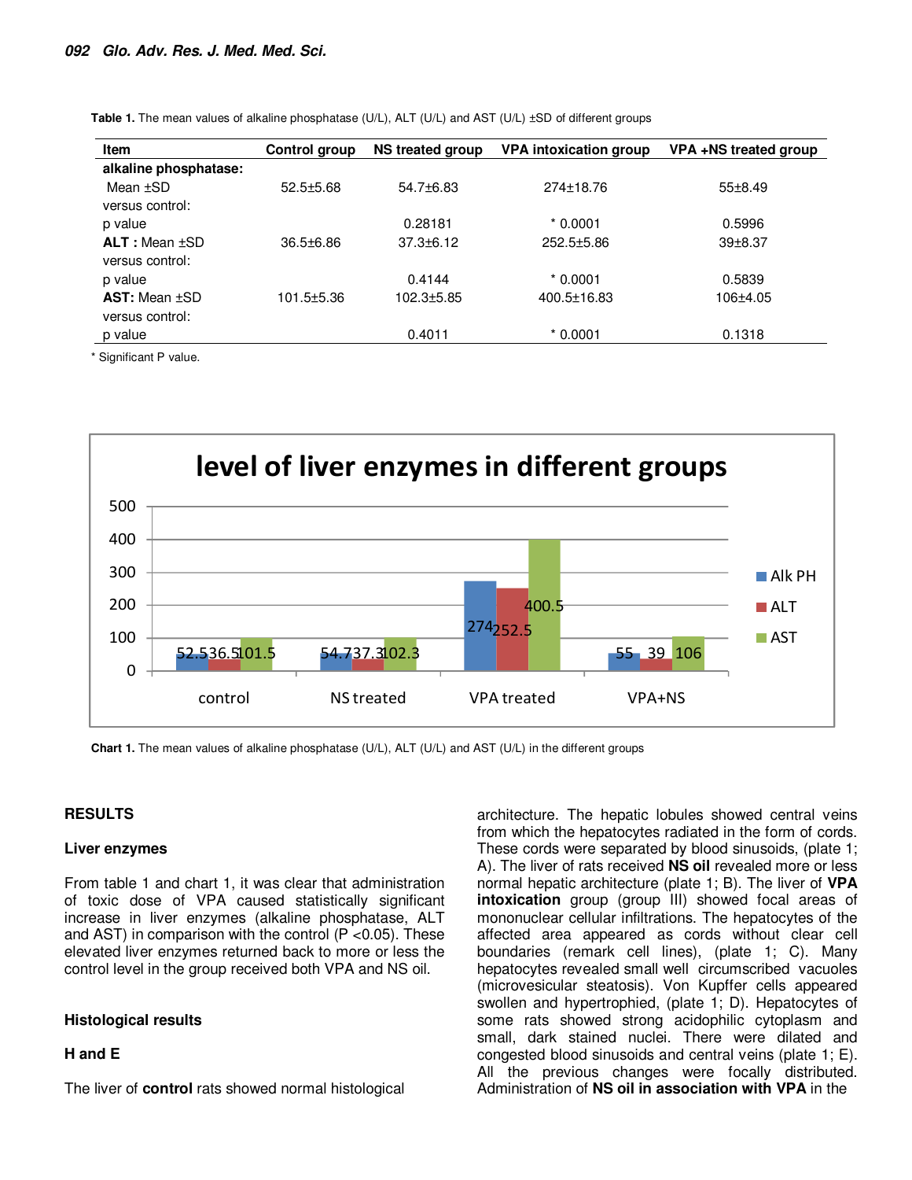Table 1. The mean values of alkaline phosphatase (U/L), ALT (U/L) and AST (U/L) ±SD of different groups

| Item | Control group | NS treated group | VPA intoxication group | VPA +NS treated group |
|---|---|---|---|---|
| **alkaline phosphatase:** | | | | |
| Mean ±SD | 52.5±5.68 | 54.7±6.83 | 274±18.76 | 55±8.49 |
| versus control: | | | | |
| p value | | 0.28181 | * 0.0001 | 0.5996 |
| **ALT :** Mean ±SD | 36.5±6.86 | 37.3±6.12 | 252.5±5.86 | 39±8.37 |
| versus control: | | | | |
| p value | | 0.4144 | * 0.0001 | 0.5839 |
| **AST:** Mean ±SD | 101.5±5.36 | 102.3±5.85 | 400.5±16.83 | 106±4.05 |
| versus control: | | | | |
| p value | | 0.4011 | * 0.0001 | 0.1318 |

* Significant P value.

**Chart 1.** The mean values of alkaline phosphatase (U/L), ALT (U/L) and AST (U/L) in the different groups

## RESULTS

### Liver enzymes

From table 1 and chart 1, it was clear that administration of toxic dose of VPA caused statistically significant increase in liver enzymes (alkaline phosphatase, ALT and AST) in comparison with the control ($P < 0.05$). These elevated liver enzymes returned back to more or less the control level in the group received both VPA and NS oil.

### Histological results

### H and E

The liver of **control** rats showed normal histological architecture. The hepatic lobules showed central veins from which the hepatocytes radiated in the form of cords. These cords were separated by blood sinusoids, (plate 1; A). The liver of rats received **NS oil** revealed more or less normal hepatic architecture (plate 1; B). The liver of **VPA intoxication** group (group III) showed focal areas of mononuclear cellular infiltrations. The hepatocytes of the affected area appeared as cords without clear cell boundaries (remark cell lines), (plate 1; C). Many hepatocytes revealed small well circumscribed vacuoles (microvesicular steatosis). Von Kupffer cells appeared swollen and hypertrophied, (plate 1; D). Hepatocytes of some rats showed strong acidophilic cytoplasm and small, dark stained nuclei. There were dilated and congested blood sinusoids and central veins (plate 1; E). All the previous changes were focally distributed. Administration of **NS oil in association with VPA** in the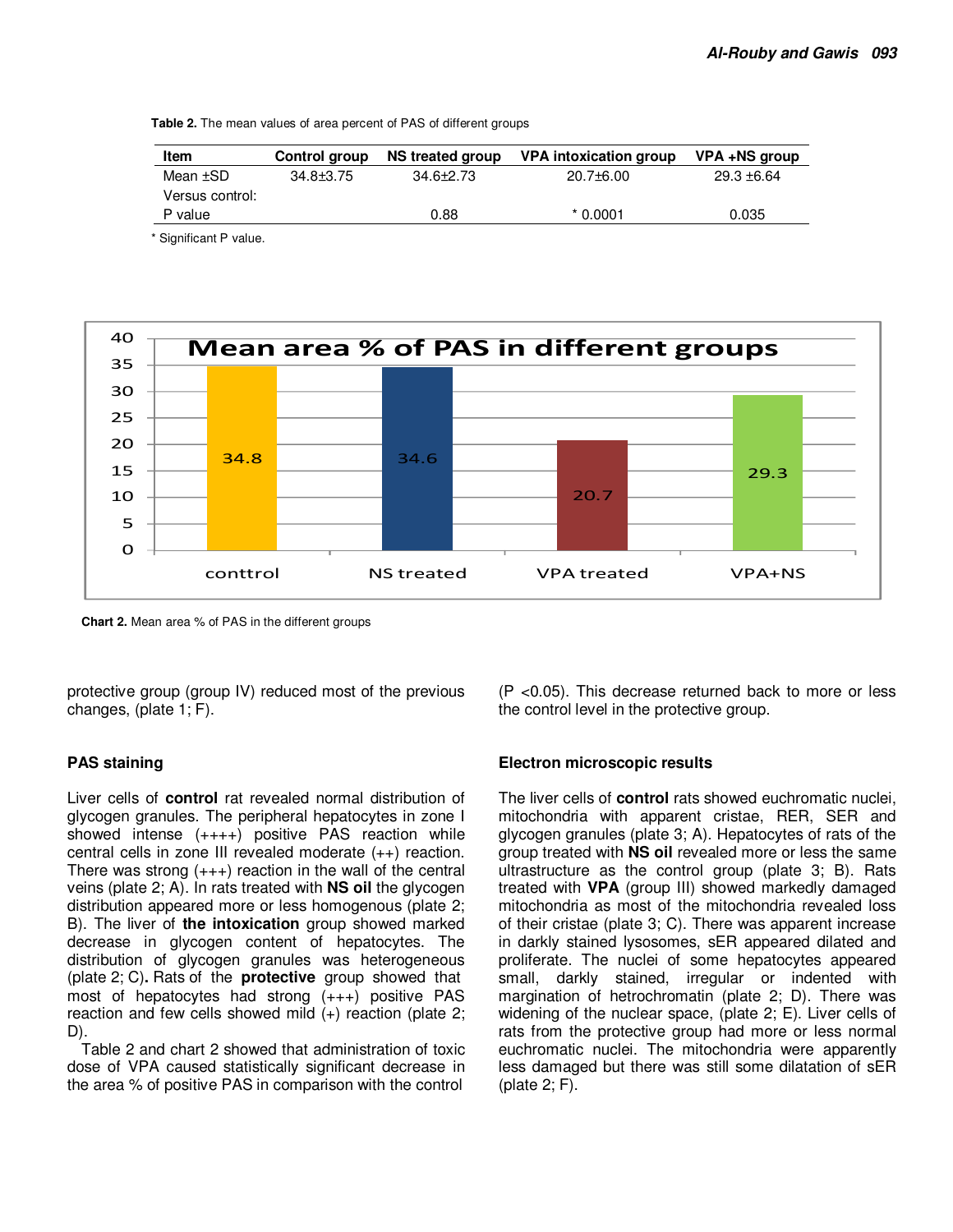**Table 2.** The mean values of area percent of PAS of different groups

| Item | Control group | NS treated group | VPA intoxication group | VPA +NS group |
|---|---|---|---|---|
| Mean ±SD | 34.8±3.75 | 34.6±2.73 | 20.7±6.00 | 29.3 ±6.64 |
| Versus control: | | | | |
| P value | | 0.88 | * 0.0001 | 0.035 |

* Significant P value.

**Chart 2.** Mean area % of PAS in the different groups

protective group (group IV) reduced most of the previous changes, (plate 1; F).

### PAS staining

Liver cells of **control** rat revealed normal distribution of glycogen granules. The peripheral hepatocytes in zone I showed intense (++++) positive PAS reaction while central cells in zone III revealed moderate (++) reaction. There was strong (+++) reaction in the wall of the central veins (plate 2; A). In rats treated with **NS oil** the glycogen distribution appeared more or less homogenous (plate 2; B). The liver of **the intoxication** group showed marked decrease in glycogen content of hepatocytes. The distribution of glycogen granules was heterogeneous (plate 2; C)**.** Rats of the **protective** group showed that most of hepatocytes had strong (+++) positive PAS reaction and few cells showed mild (+) reaction (plate 2; D).

Table 2 and chart 2 showed that administration of toxic dose of VPA caused statistically significant decrease in the area % of positive PAS in comparison with the control ($P < 0.05$). This decrease returned back to more or less the control level in the protective group.

### Electron microscopic results

The liver cells of **control** rats showed euchromatic nuclei, mitochondria with apparent cristae, RER, SER and glycogen granules (plate 3; A). Hepatocytes of rats of the group treated with **NS oil** revealed more or less the same ultrastructure as the control group (plate 3; B). Rats treated with **VPA** (group III) showed markedly damaged mitochondria as most of the mitochondria revealed loss of their cristae (plate 3; C). There was apparent increase in darkly stained lysosomes, sER appeared dilated and proliferate. The nuclei of some hepatocytes appeared small, darkly stained, irregular or indented with margination of hetrochromatin (plate 2; D). There was widening of the nuclear space, (plate 2; E). Liver cells of rats from the protective group had more or less normal euchromatic nuclei. The mitochondria were apparently less damaged but there was still some dilatation of sER (plate 2; F).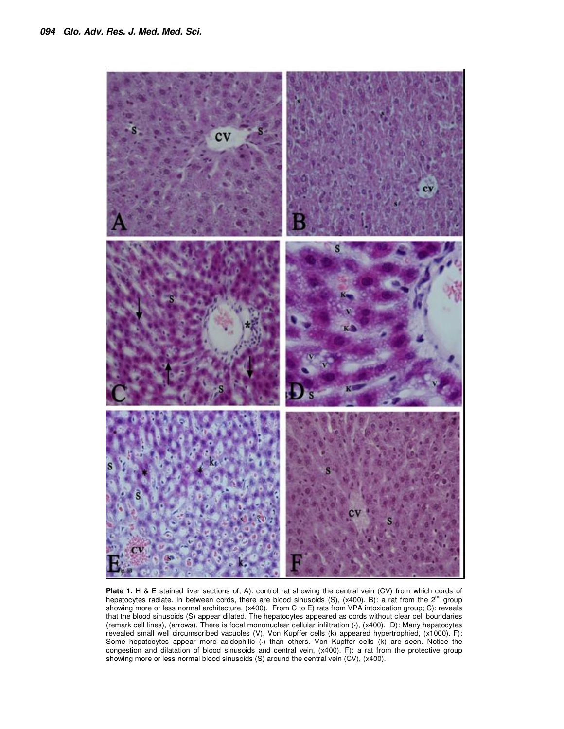**Plate 1.** H & E stained liver sections of; A): control rat showing the central vein (CV) from which cords of hepatocytes radiate. In between cords, there are blood sinusoids (S), (x400). B): a rat from the 2[nd] group showing more or less normal architecture, (x400). From C to E) rats from VPA intoxication group; C): reveals that the blood sinusoids (S) appear dilated. The hepatocytes appeared as cords without clear cell boundaries (remark cell lines), (arrows). There is focal mononuclear cellular infiltration (٭), (x400). D): Many hepatocytes revealed small well circumscribed vacuoles (V). Von Kupffer cells (k) appeared hypertrophied, (x1000). F): Some hepatocytes appear more acidophilic (٭) than others. Von Kupffer cells (k) are seen. Notice the congestion and dilatation of blood sinusoids and central vein, (x400). F): a rat from the protective group showing more or less normal blood sinusoids (S) around the central vein (CV), (x400).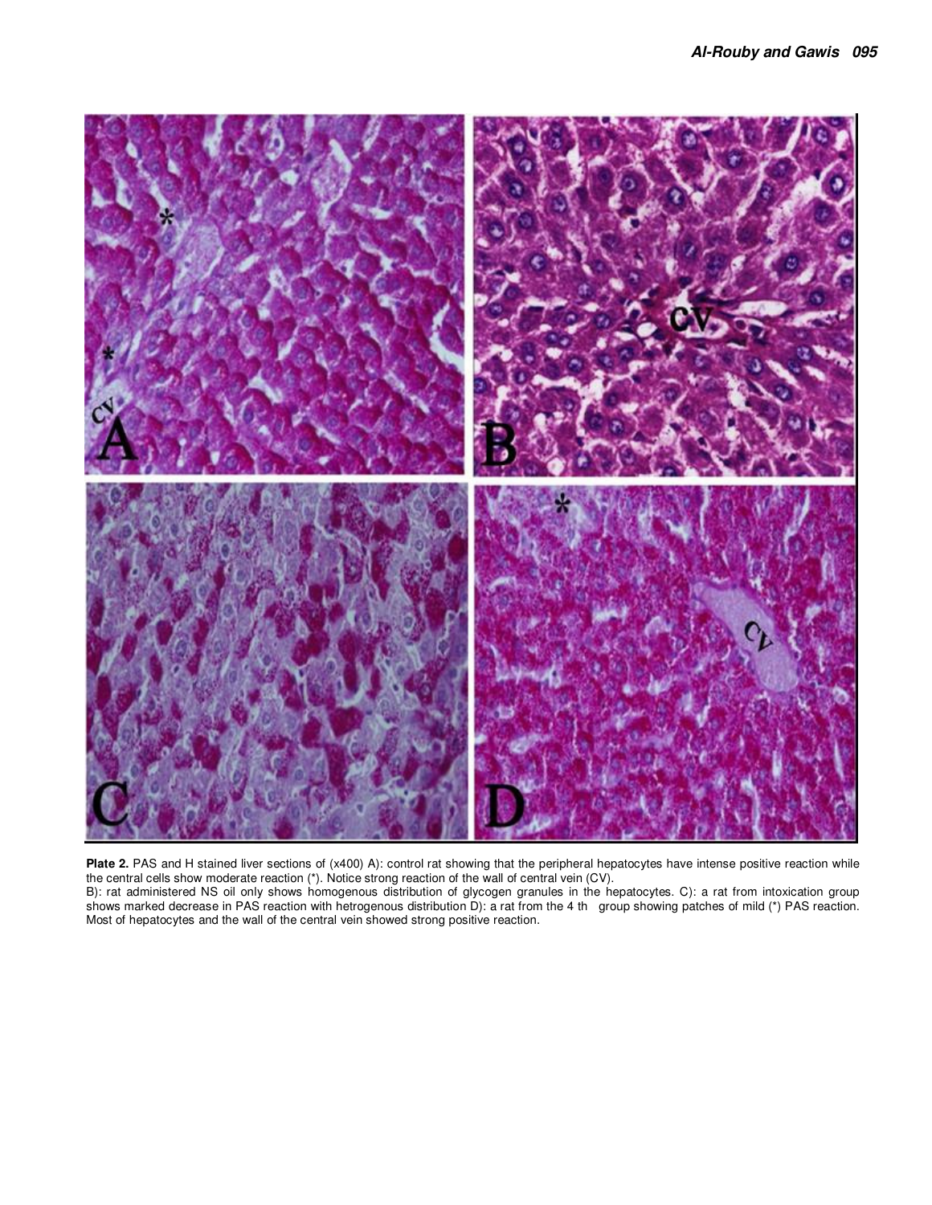**Plate 2.** PAS and H stained liver sections of (x400) A): control rat showing that the peripheral hepatocytes have intense positive reaction while the central cells show moderate reaction (*). Notice strong reaction of the wall of central vein (CV).
B): rat administered NS oil only shows homogenous distribution of glycogen granules in the hepatocytes. C): a rat from intoxication group shows marked decrease in PAS reaction with hetrogenous distribution D): a rat from the 4 th group showing patches of mild (*) PAS reaction. Most of hepatocytes and the wall of the central vein showed strong positive reaction.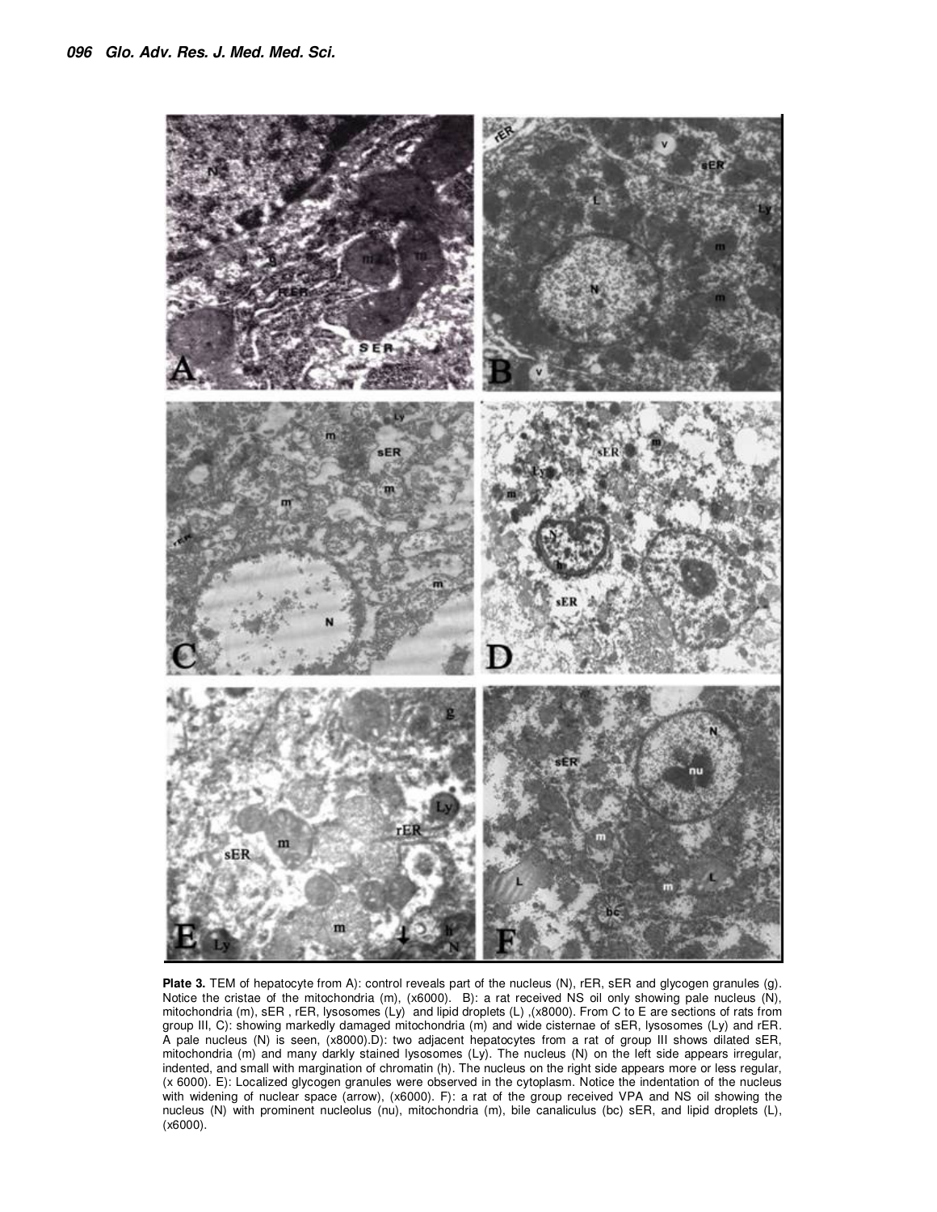**Plate 3.** TEM of hepatocyte from A): control reveals part of the nucleus (N), rER, sER and glycogen granules (g). Notice the cristae of the mitochondria (m), (x6000). B): a rat received NS oil only showing pale nucleus (N), mitochondria (m), sER , rER, lysosomes (Ly) and lipid droplets (L) ,(x8000). From C to E are sections of rats from group III, C): showing markedly damaged mitochondria (m) and wide cisternae of sER, lysosomes (Ly) and rER. A pale nucleus (N) is seen, (x8000).D): two adjacent hepatocytes from a rat of group III shows dilated sER, mitochondria (m) and many darkly stained lysosomes (Ly). The nucleus (N) on the left side appears irregular, indented, and small with margination of chromatin (h). The nucleus on the right side appears more or less regular, (x 6000). E): Localized glycogen granules were observed in the cytoplasm. Notice the indentation of the nucleus with widening of nuclear space (arrow), (x6000). F): a rat of the group received VPA and NS oil showing the nucleus (N) with prominent nucleolus (nu), mitochondria (m), bile canaliculus (bc) sER, and lipid droplets (L), (x6000).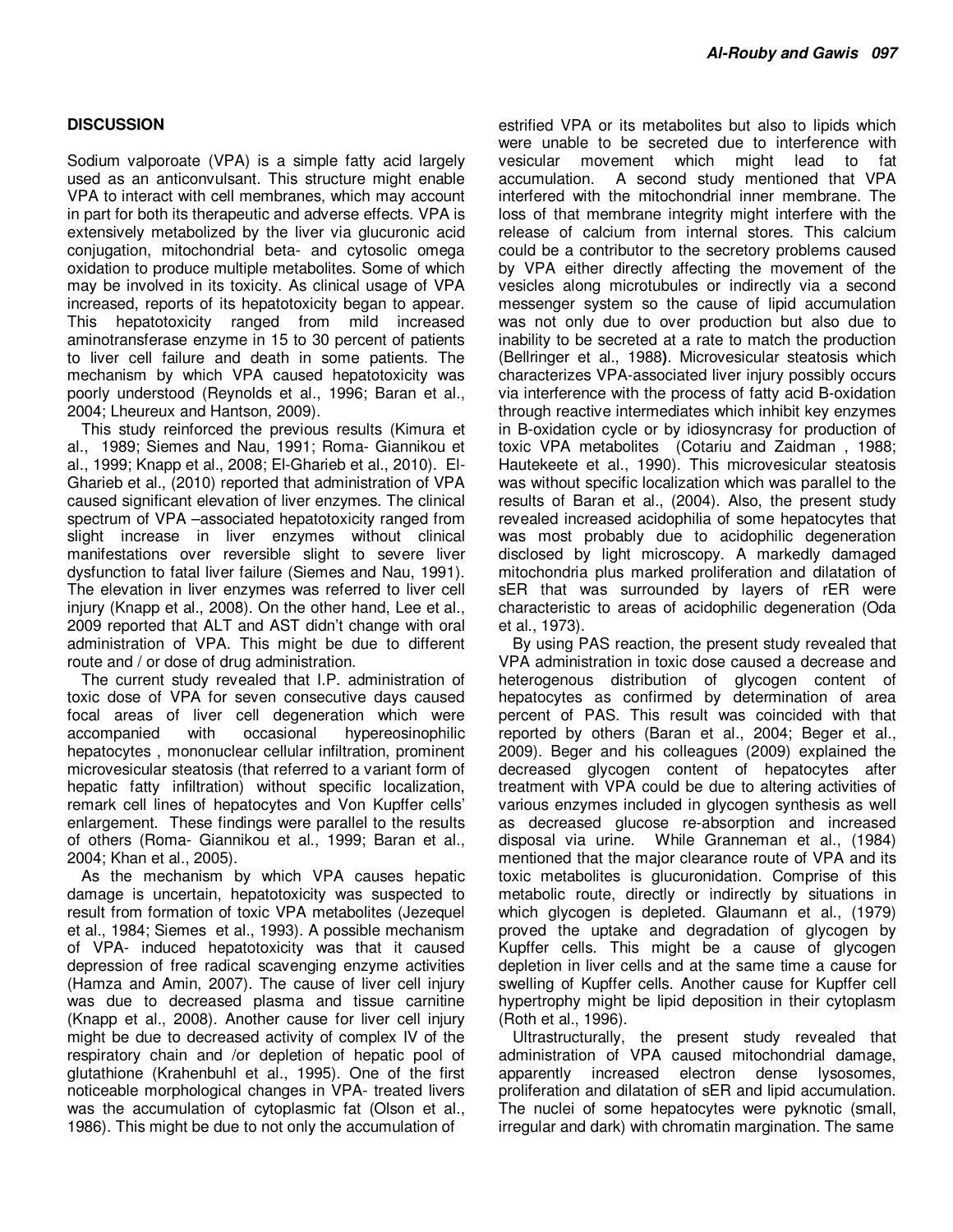## DISCUSSION

Sodium valporoate (VPA) is a simple fatty acid largely used as an anticonvulsant. This structure might enable VPA to interact with cell membranes, which may account in part for both its therapeutic and adverse effects. VPA is extensively metabolized by the liver via glucuronic acid conjugation, mitochondrial beta- and cytosolic omega oxidation to produce multiple metabolites. Some of which may be involved in its toxicity. As clinical usage of VPA increased, reports of its hepatotoxicity began to appear. This hepatotoxicity ranged from mild increased aminotransferase enzyme in 15 to 30 percent of patients to liver cell failure and death in some patients. The mechanism by which VPA caused hepatotoxicity was poorly understood (Reynolds et al., 1996; Baran et al., 2004; Lheureux and Hantson, 2009).

This study reinforced the previous results (Kimura et al., 1989; Siemes and Nau, 1991; Roma- Giannikou et al., 1999; Knapp et al., 2008; El-Gharieb et al., 2010). El-Gharieb et al., (2010) reported that administration of VPA caused significant elevation of liver enzymes. The clinical spectrum of VPA –associated hepatotoxicity ranged from slight increase in liver enzymes without clinical manifestations over reversible slight to severe liver dysfunction to fatal liver failure (Siemes and Nau, 1991). The elevation in liver enzymes was referred to liver cell injury (Knapp et al., 2008). On the other hand, Lee et al., 2009 reported that ALT and AST didn't change with oral administration of VPA. This might be due to different route and / or dose of drug administration.

The current study revealed that I.P. administration of toxic dose of VPA for seven consecutive days caused focal areas of liver cell degeneration which were accompanied with occasional hypereosinophilic hepatocytes , mononuclear cellular infiltration, prominent microvesicular steatosis (that referred to a variant form of hepatic fatty infiltration) without specific localization, remark cell lines of hepatocytes and Von Kupffer cells' enlargement. These findings were parallel to the results of others (Roma- Giannikou et al., 1999; Baran et al., 2004; Khan et al., 2005).

As the mechanism by which VPA causes hepatic damage is uncertain, hepatotoxicity was suspected to result from formation of toxic VPA metabolites (Jezequel et al., 1984; Siemes et al., 1993). A possible mechanism of VPA- induced hepatotoxicity was that it caused depression of free radical scavenging enzyme activities (Hamza and Amin, 2007). The cause of liver cell injury was due to decreased plasma and tissue carnitine (Knapp et al., 2008). Another cause for liver cell injury might be due to decreased activity of complex IV of the respiratory chain and /or depletion of hepatic pool of glutathione (Krahenbuhl et al., 1995). One of the first noticeable morphological changes in VPA- treated livers was the accumulation of cytoplasmic fat (Olson et al., 1986). This might be due to not only the accumulation of estrified VPA or its metabolites but also to lipids which were unable to be secreted due to interference with vesicular movement which might lead to fat accumulation. A second study mentioned that VPA interfered with the mitochondrial inner membrane. The loss of that membrane integrity might interfere with the release of calcium from internal stores. This calcium could be a contributor to the secretory problems caused by VPA either directly affecting the movement of the vesicles along microtubules or indirectly via a second messenger system so the cause of lipid accumulation was not only due to over production but also due to inability to be secreted at a rate to match the production (Bellringer et al., 1988**)**. Microvesicular steatosis which characterizes VPA-associated liver injury possibly occurs via interference with the process of fatty acid B-oxidation through reactive intermediates which inhibit key enzymes in B-oxidation cycle or by idiosyncrasy for production of toxic VPA metabolites (Cotariu and Zaidman , 1988; Hautekeete et al., 1990). This microvesicular steatosis was without specific localization which was parallel to the results of Baran et al., (2004). Also, the present study revealed increased acidophilia of some hepatocytes that was most probably due to acidophilic degeneration disclosed by light microscopy. A markedly damaged mitochondria plus marked proliferation and dilatation of sER that was surrounded by layers of rER were characteristic to areas of acidophilic degeneration (Oda et al., 1973).

By using PAS reaction, the present study revealed that VPA administration in toxic dose caused a decrease and heterogenous distribution of glycogen content of hepatocytes as confirmed by determination of area percent of PAS. This result was coincided with that reported by others (Baran et al., 2004; Beger et al., 2009). Beger and his colleagues (2009) explained the decreased glycogen content of hepatocytes after treatment with VPA could be due to altering activities of various enzymes included in glycogen synthesis as well as decreased glucose re-absorption and increased disposal via urine. While Granneman et al., (1984) mentioned that the major clearance route of VPA and its toxic metabolites is glucuronidation. Comprise of this metabolic route, directly or indirectly by situations in which glycogen is depleted. Glaumann et al., (1979) proved the uptake and degradation of glycogen by Kupffer cells. This might be a cause of glycogen depletion in liver cells and at the same time a cause for swelling of Kupffer cells. Another cause for Kupffer cell hypertrophy might be lipid deposition in their cytoplasm (Roth et al., 1996).

Ultrastructurally, the present study revealed that administration of VPA caused mitochondrial damage, apparently increased electron dense lysosomes, proliferation and dilatation of sER and lipid accumulation. The nuclei of some hepatocytes were pyknotic (small, irregular and dark) with chromatin margination. The same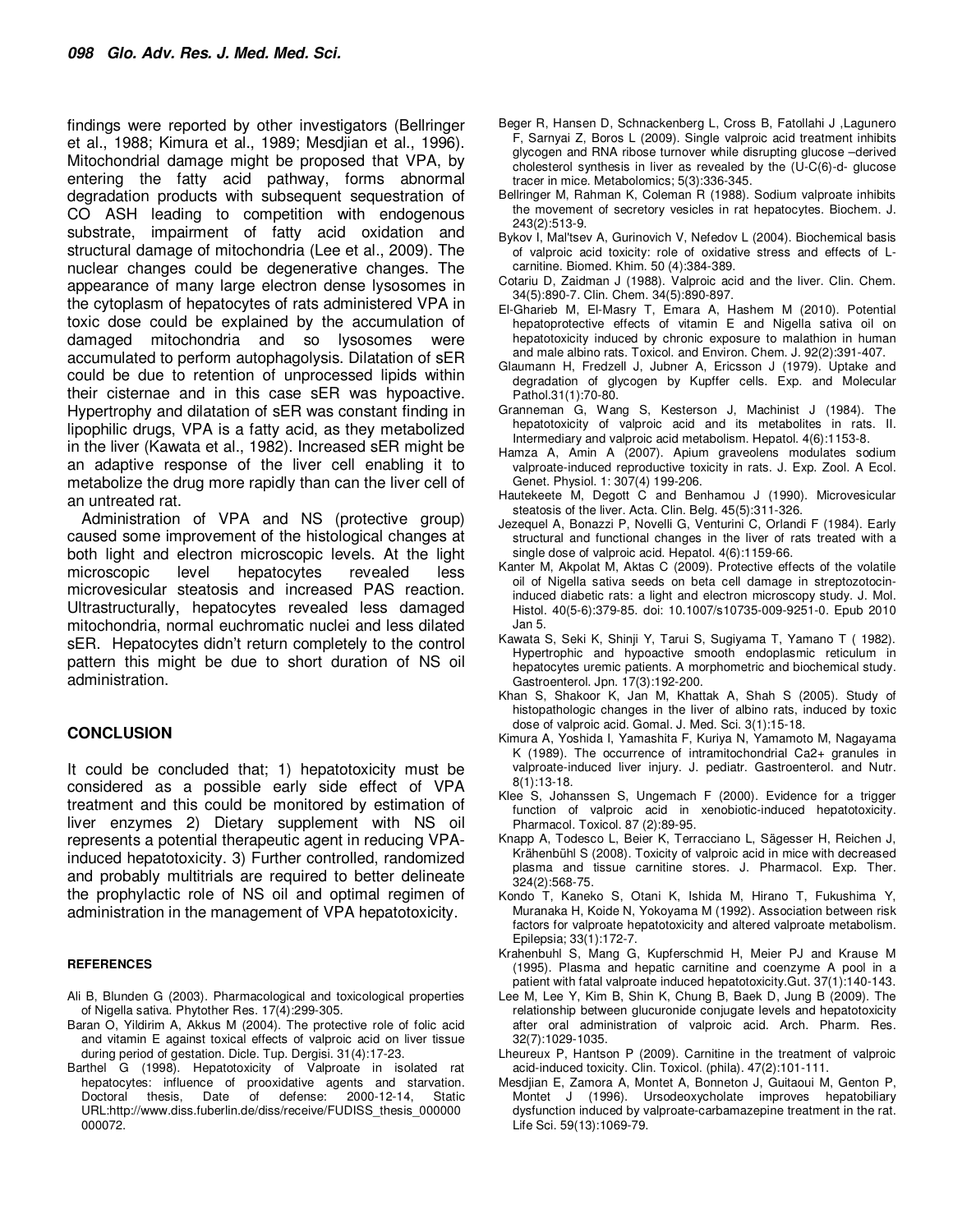findings were reported by other investigators (Bellringer et al., 1988; Kimura et al., 1989; Mesdjian et al., 1996). Mitochondrial damage might be proposed that VPA, by entering the fatty acid pathway, forms abnormal degradation products with subsequent sequestration of CO ASH leading to competition with endogenous substrate, impairment of fatty acid oxidation and structural damage of mitochondria (Lee et al., 2009). The nuclear changes could be degenerative changes. The appearance of many large electron dense lysosomes in the cytoplasm of hepatocytes of rats administered VPA in toxic dose could be explained by the accumulation of damaged mitochondria and so lysosomes were accumulated to perform autophagolysis. Dilatation of sER could be due to retention of unprocessed lipids within their cisternae and in this case sER was hypoactive. Hypertrophy and dilatation of sER was constant finding in lipophilic drugs, VPA is a fatty acid, as they metabolized in the liver (Kawata et al., 1982). Increased sER might be an adaptive response of the liver cell enabling it to metabolize the drug more rapidly than can the liver cell of an untreated rat.

Administration of VPA and NS (protective group) caused some improvement of the histological changes at both light and electron microscopic levels. At the light microscopic level hepatocytes revealed less microvesicular steatosis and increased PAS reaction. Ultrastructurally, hepatocytes revealed less damaged mitochondria, normal euchromatic nuclei and less dilated sER. Hepatocytes didn't return completely to the control pattern this might be due to short duration of NS oil administration.

## CONCLUSION

It could be concluded that; 1) hepatotoxicity must be considered as a possible early side effect of VPA treatment and this could be monitored by estimation of liver enzymes 2) Dietary supplement with NS oil represents a potential therapeutic agent in reducing VPA-induced hepatotoxicity. 3) Further controlled, randomized and probably multitrials are required to better delineate the prophylactic role of NS oil and optimal regimen of administration in the management of VPA hepatotoxicity.

## REFERENCES

Ali B, Blunden G (2003). Pharmacological and toxicological properties of Nigella sativa. Phytother Res. 17(4):299-305.

Baran O, Yildirim A, Akkus M (2004). The protective role of folic acid and vitamin E against toxical effects of valproic acid on liver tissue during period of gestation. Dicle. Tup. Dergisi. 31(4):17-23.

Barthel G (1998). Hepatotoxicity of Valproate in isolated rat hepatocytes: influence of prooxidative agents and starvation. Doctoral thesis, Date of defense: 2000-12-14, Static URL:http://www.diss.fuberlin.de/diss/receive/FUDISS_thesis_000000000072.

Beger R, Hansen D, Schnackenberg L, Cross B, Fatollahi J ,Lagunero F, Sarnyai Z, Boros L (2009). Single valproic acid treatment inhibits glycogen and RNA ribose turnover while disrupting glucose –derived cholesterol synthesis in liver as revealed by the (U-C(6)-d- glucose tracer in mice. Metabolomics; 5(3):336-345.

Bellringer M, Rahman K, Coleman R (1988). Sodium valproate inhibits the movement of secretory vesicles in rat hepatocytes. Biochem. J. 243(2):513-9.

Bykov I, Mal'tsev A, Gurinovich V, Nefedov L (2004). Biochemical basis of valproic acid toxicity: role of oxidative stress and effects of L-carnitine. Biomed. Khim. 50 (4):384-389.

Cotariu D, Zaidman J (1988). Valproic acid and the liver. Clin. Chem. 34(5):890-7. Clin. Chem. 34(5):890-897.

El-Gharieb M, El-Masry T, Emara A, Hashem M (2010). Potential hepatoprotective effects of vitamin E and Nigella sativa oil on hepatotoxicity induced by chronic exposure to malathion in human and male albino rats. Toxicol. and Environ. Chem. J. 92(2):391-407.

Glaumann H, Fredzell J, Jubner A, Ericsson J (1979). Uptake and degradation of glycogen by Kupffer cells. Exp. and Molecular Pathol.31(1):70-80.

Granneman G, Wang S, Kesterson J, Machinist J (1984). The hepatotoxicity of valproic acid and its metabolites in rats. II. Intermediary and valproic acid metabolism. Hepatol. 4(6):1153-8.

Hamza A, Amin A (2007). Apium graveolens modulates sodium valproate-induced reproductive toxicity in rats. J. Exp. Zool. A Ecol. Genet. Physiol. 1: 307(4) 199-206.

Hautekeete M, Degott C and Benhamou J (1990). Microvesicular steatosis of the liver. Acta. Clin. Belg. 45(5):311-326.

Jezequel A, Bonazzi P, Novelli G, Venturini C, Orlandi F (1984). Early structural and functional changes in the liver of rats treated with a single dose of valproic acid. Hepatol. 4(6):1159-66.

Kanter M, Akpolat M, Aktas C (2009). Protective effects of the volatile oil of Nigella sativa seeds on beta cell damage in streptozotocin-induced diabetic rats: a light and electron microscopy study. J. Mol. Histol. 40(5-6):379-85. doi: 10.1007/s10735-009-9251-0. Epub 2010 Jan 5.

Kawata S, Seki K, Shinji Y, Tarui S, Sugiyama T, Yamano T ( 1982). Hypertrophic and hypoactive smooth endoplasmic reticulum in hepatocytes uremic patients. A morphometric and biochemical study. Gastroenterol. Jpn. 17(3):192-200.

Khan S, Shakoor K, Jan M, Khattak A, Shah S (2005). Study of histopathologic changes in the liver of albino rats, induced by toxic dose of valproic acid. Gomal. J. Med. Sci. 3(1):15-18.

Kimura A, Yoshida I, Yamashita F, Kuriya N, Yamamoto M, Nagayama K (1989). The occurrence of intramitochondrial Ca2+ granules in valproate-induced liver injury. J. pediatr. Gastroenterol. and Nutr. 8(1):13-18.

Klee S, Johanssen S, Ungemach F (2000). Evidence for a trigger function of valproic acid in xenobiotic-induced hepatotoxicity. Pharmacol. Toxicol. 87 (2):89-95.

Knapp A, Todesco L, Beier K, Terracciano L, Sägesser H, Reichen J, Krähenbühl S (2008). Toxicity of valproic acid in mice with decreased plasma and tissue carnitine stores. J. Pharmacol. Exp. Ther. 324(2):568-75.

Kondo T, Kaneko S, Otani K, Ishida M, Hirano T, Fukushima Y, Muranaka H, Koide N, Yokoyama M (1992). Association between risk factors for valproate hepatotoxicity and altered valproate metabolism. Epilepsia; 33(1):172-7.

Krahenbuhl S, Mang G, Kupferschmid H, Meier PJ and Krause M (1995). Plasma and hepatic carnitine and coenzyme A pool in a patient with fatal valproate induced hepatotoxicity.Gut. 37(1):140-143.

Lee M, Lee Y, Kim B, Shin K, Chung B, Baek D, Jung B (2009). The relationship between glucuronide conjugate levels and hepatotoxicity after oral administration of valproic acid. Arch. Pharm. Res. 32(7):1029-1035.

Lheureux P, Hantson P (2009). Carnitine in the treatment of valproic acid-induced toxicity. Clin. Toxicol. (phila). 47(2):101-111.

Mesdjian E, Zamora A, Montet A, Bonneton J, Guitaoui M, Genton P, Montet J (1996). Ursodeoxycholate improves hepatobiliary dysfunction induced by valproate-carbamazepine treatment in the rat. Life Sci. 59(13):1069-79.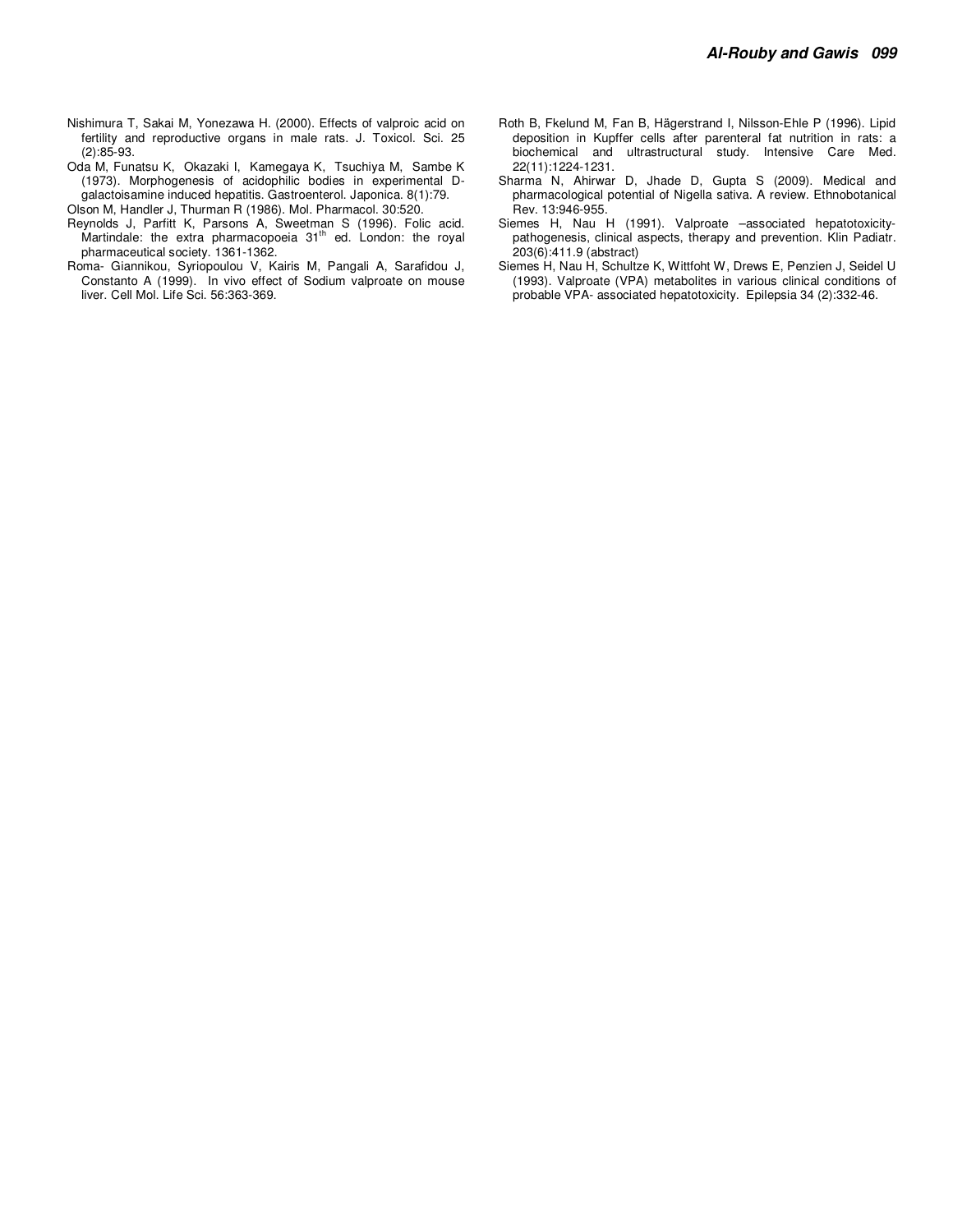Nishimura T, Sakai M, Yonezawa H. (2000). Effects of valproic acid on fertility and reproductive organs in male rats. J. Toxicol. Sci. 25 (2):85-93.

Oda M, Funatsu K, Okazaki I, Kamegaya K, Tsuchiya M, Sambe K (1973). Morphogenesis of acidophilic bodies in experimental D-galactoisamine induced hepatitis. Gastroenterol. Japonica. 8(1):79.

Olson M, Handler J, Thurman R (1986). Mol. Pharmacol. 30:520.

Reynolds J, Parfitt K, Parsons A, Sweetman S (1996). Folic acid. Martindale: the extra pharmacopoeia 31$^{th}$ ed. London: the royal pharmaceutical society. 1361-1362.

Roma- Giannikou, Syriopoulou V, Kairis M, Pangali A, Sarafidou J, Constanto A (1999). In vivo effect of Sodium valproate on mouse liver. Cell Mol. Life Sci. 56:363-369.

Roth B, Fkelund M, Fan B, Hägerstrand I, Nilsson-Ehle P (1996). Lipid deposition in Kupffer cells after parenteral fat nutrition in rats: a biochemical and ultrastructural study. Intensive Care Med. 22(11):1224-1231.

Sharma N, Ahirwar D, Jhade D, Gupta S (2009). Medical and pharmacological potential of Nigella sativa. A review. Ethnobotanical Rev. 13:946-955.

Siemes H, Nau H (1991). Valproate –associated hepatotoxicity-pathogenesis, clinical aspects, therapy and prevention. Klin Padiatr. 203(6):411.9 (abstract)

Siemes H, Nau H, Schultze K, Wittfoht W, Drews E, Penzien J, Seidel U (1993). Valproate (VPA) metabolites in various clinical conditions of probable VPA- associated hepatotoxicity. Epilepsia 34 (2):332-46.